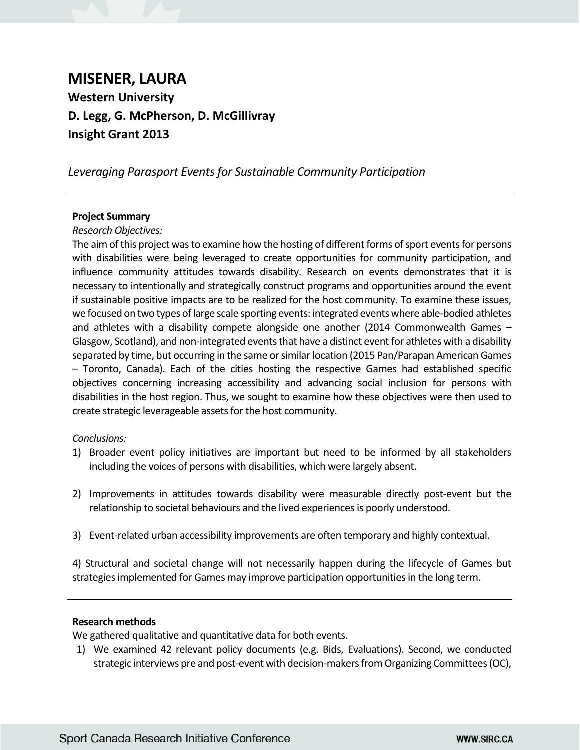# MISENER, LAURA

**Western University**

**D. Legg, G. McPherson, D. McGillivray**

**Insight Grant 2013**

*Leveraging Parasport Events for Sustainable Community Participation*

---

**Project Summary**

*Research Objectives:*

The aim of this project was to examine how the hosting of different forms of sport events for persons with disabilities were being leveraged to create opportunities for community participation, and influence community attitudes towards disability. Research on events demonstrates that it is necessary to intentionally and strategically construct programs and opportunities around the event if sustainable positive impacts are to be realized for the host community. To examine these issues, we focused on two types of large scale sporting events: integrated events where able-bodied athletes and athletes with a disability compete alongside one another (2014 Commonwealth Games – Glasgow, Scotland), and non-integrated events that have a distinct event for athletes with a disability separated by time, but occurring in the same or similar location (2015 Pan/Parapan American Games – Toronto, Canada). Each of the cities hosting the respective Games had established specific objectives concerning increasing accessibility and advancing social inclusion for persons with disabilities in the host region. Thus, we sought to examine how these objectives were then used to create strategic leverageable assets for the host community.

*Conclusions:*

1) Broader event policy initiatives are important but need to be informed by all stakeholders including the voices of persons with disabilities, which were largely absent.

2) Improvements in attitudes towards disability were measurable directly post-event but the relationship to societal behaviours and the lived experiences is poorly understood.

3) Event-related urban accessibility improvements are often temporary and highly contextual.

4) Structural and societal change will not necessarily happen during the lifecycle of Games but strategies implemented for Games may improve participation opportunities in the long term.

---

**Research methods**

We gathered qualitative and quantitative data for both events.

1) We examined 42 relevant policy documents (e.g. Bids, Evaluations). Second, we conducted strategic interviews pre and post-event with decision-makers from Organizing Committees (OC),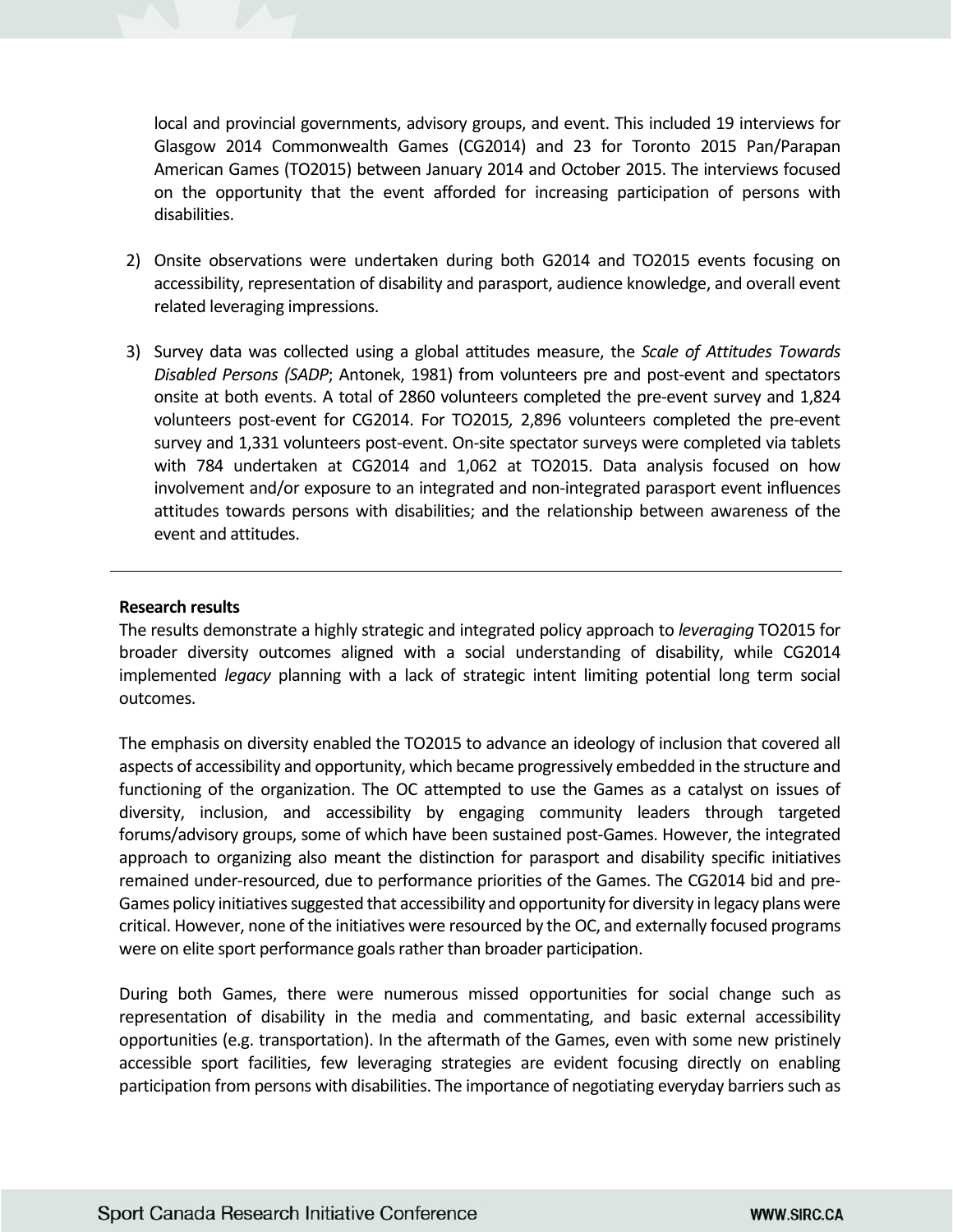local and provincial governments, advisory groups, and event. This included 19 interviews for Glasgow 2014 Commonwealth Games (CG2014) and 23 for Toronto 2015 Pan/Parapan American Games (TO2015) between January 2014 and October 2015. The interviews focused on the opportunity that the event afforded for increasing participation of persons with disabilities.

2) Onsite observations were undertaken during both G2014 and TO2015 events focusing on accessibility, representation of disability and parasport, audience knowledge, and overall event related leveraging impressions.

3) Survey data was collected using a global attitudes measure, the *Scale of Attitudes Towards Disabled Persons (SADP*; Antonek, 1981) from volunteers pre and post-event and spectators onsite at both events. A total of 2860 volunteers completed the pre-event survey and 1,824 volunteers post-event for CG2014. For TO2015*,* 2,896 volunteers completed the pre-event survey and 1,331 volunteers post-event. On-site spectator surveys were completed via tablets with 784 undertaken at CG2014 and 1,062 at TO2015. Data analysis focused on how involvement and/or exposure to an integrated and non-integrated parasport event influences attitudes towards persons with disabilities; and the relationship between awareness of the event and attitudes.

---

**Research results**

The results demonstrate a highly strategic and integrated policy approach to *leveraging* TO2015 for broader diversity outcomes aligned with a social understanding of disability, while CG2014 implemented *legacy* planning with a lack of strategic intent limiting potential long term social outcomes.

The emphasis on diversity enabled the TO2015 to advance an ideology of inclusion that covered all aspects of accessibility and opportunity, which became progressively embedded in the structure and functioning of the organization. The OC attempted to use the Games as a catalyst on issues of diversity, inclusion, and accessibility by engaging community leaders through targeted forums/advisory groups, some of which have been sustained post-Games. However, the integrated approach to organizing also meant the distinction for parasport and disability specific initiatives remained under-resourced, due to performance priorities of the Games. The CG2014 bid and pre-Games policy initiatives suggested that accessibility and opportunity for diversity in legacy plans were critical. However, none of the initiatives were resourced by the OC, and externally focused programs were on elite sport performance goals rather than broader participation.

During both Games, there were numerous missed opportunities for social change such as representation of disability in the media and commentating, and basic external accessibility opportunities (e.g. transportation). In the aftermath of the Games, even with some new pristinely accessible sport facilities, few leveraging strategies are evident focusing directly on enabling participation from persons with disabilities. The importance of negotiating everyday barriers such as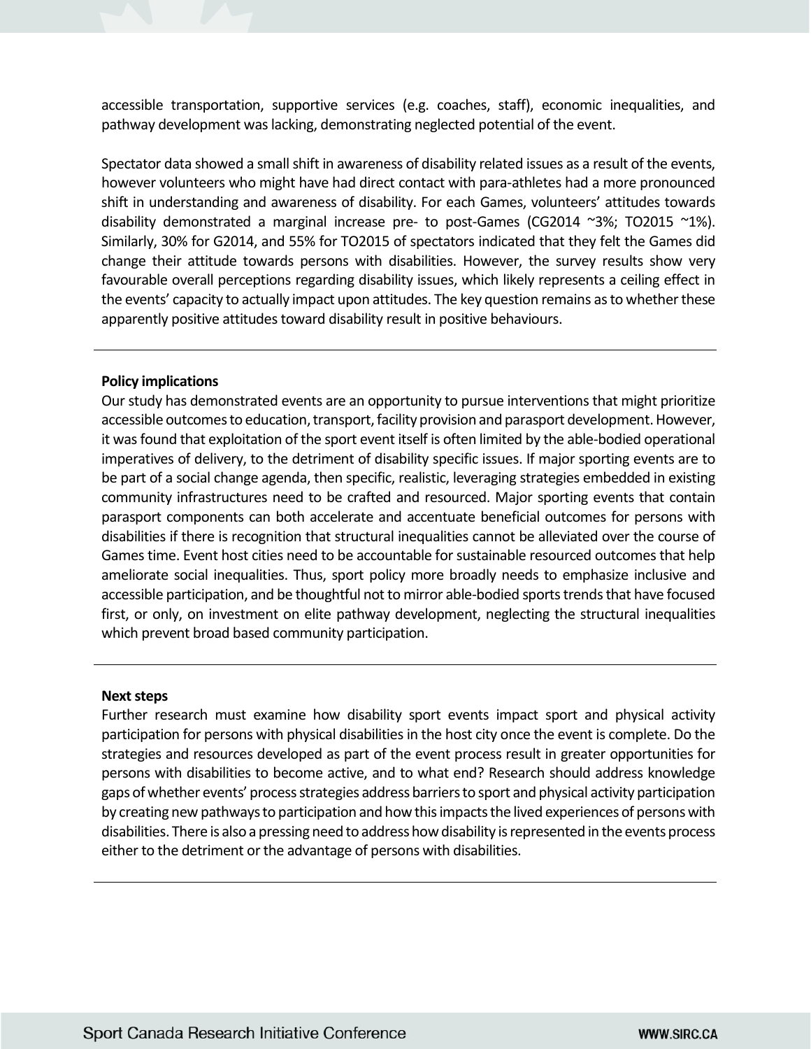accessible transportation, supportive services (e.g. coaches, staff), economic inequalities, and pathway development was lacking, demonstrating neglected potential of the event.

Spectator data showed a small shift in awareness of disability related issues as a result of the events, however volunteers who might have had direct contact with para-athletes had a more pronounced shift in understanding and awareness of disability. For each Games, volunteers' attitudes towards disability demonstrated a marginal increase pre- to post-Games (CG2014 ~3%; TO2015 ~1%). Similarly, 30% for G2014, and 55% for TO2015 of spectators indicated that they felt the Games did change their attitude towards persons with disabilities. However, the survey results show very favourable overall perceptions regarding disability issues, which likely represents a ceiling effect in the events' capacity to actually impact upon attitudes. The key question remains as to whether these apparently positive attitudes toward disability result in positive behaviours.

---

**Policy implications**

Our study has demonstrated events are an opportunity to pursue interventions that might prioritize accessible outcomes to education, transport, facility provision and parasport development. However, it was found that exploitation of the sport event itself is often limited by the able-bodied operational imperatives of delivery, to the detriment of disability specific issues. If major sporting events are to be part of a social change agenda, then specific, realistic, leveraging strategies embedded in existing community infrastructures need to be crafted and resourced. Major sporting events that contain parasport components can both accelerate and accentuate beneficial outcomes for persons with disabilities if there is recognition that structural inequalities cannot be alleviated over the course of Games time. Event host cities need to be accountable for sustainable resourced outcomes that help ameliorate social inequalities. Thus, sport policy more broadly needs to emphasize inclusive and accessible participation, and be thoughtful not to mirror able-bodied sports trends that have focused first, or only, on investment on elite pathway development, neglecting the structural inequalities which prevent broad based community participation.

---

**Next steps**

Further research must examine how disability sport events impact sport and physical activity participation for persons with physical disabilities in the host city once the event is complete. Do the strategies and resources developed as part of the event process result in greater opportunities for persons with disabilities to become active, and to what end? Research should address knowledge gaps of whether events' process strategies address barriers to sport and physical activity participation by creating new pathways to participation and how this impacts the lived experiences of persons with disabilities. There is also a pressing need to address how disability is represented in the events process either to the detriment or the advantage of persons with disabilities.

---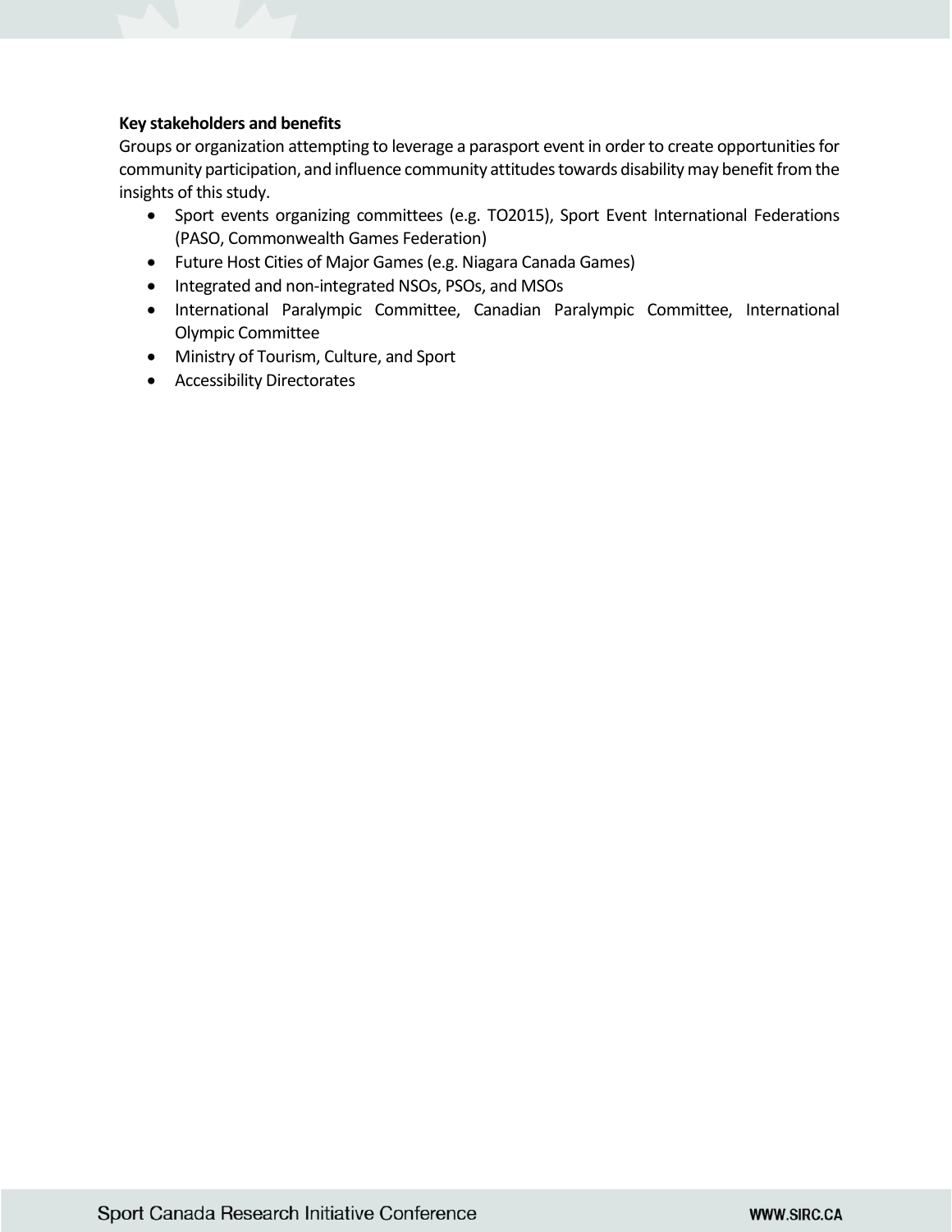**Key stakeholders and benefits**

Groups or organization attempting to leverage a parasport event in order to create opportunities for community participation, and influence community attitudes towards disability may benefit from the insights of this study.

- Sport events organizing committees (e.g. TO2015), Sport Event International Federations (PASO, Commonwealth Games Federation)
- Future Host Cities of Major Games (e.g. Niagara Canada Games)
- Integrated and non-integrated NSOs, PSOs, and MSOs
- International Paralympic Committee, Canadian Paralympic Committee, International Olympic Committee
- Ministry of Tourism, Culture, and Sport
- Accessibility Directorates